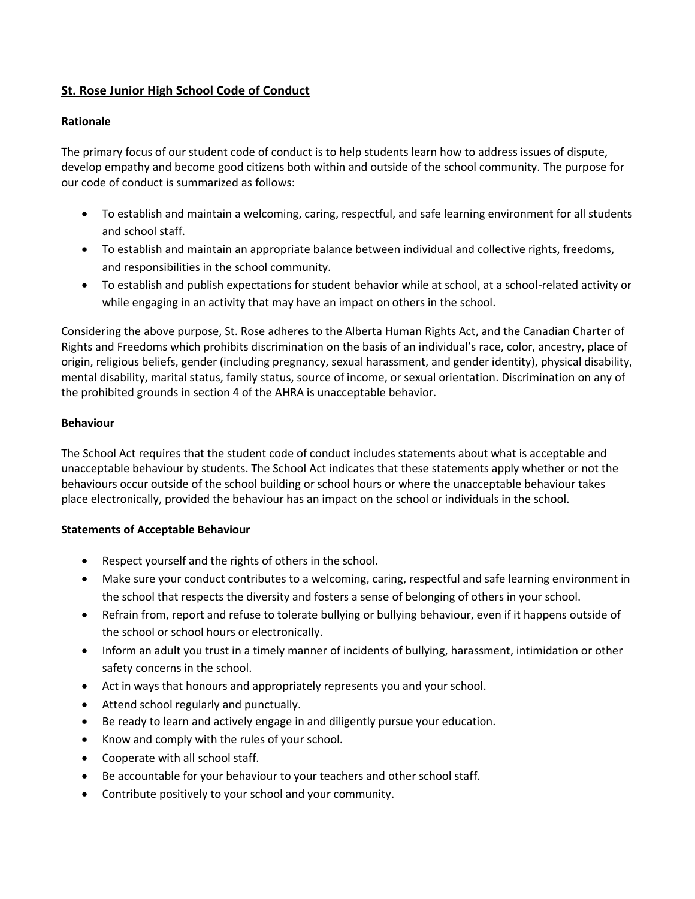# St. Rose Junior High School Code of Conduct

## Rationale

The primary focus of our student code of conduct is to help students learn how to address issues of dispute, develop empathy and become good citizens both within and outside of the school community. The purpose for our code of conduct is summarized as follows:

- To establish and maintain a welcoming, caring, respectful, and safe learning environment for all students and school staff.
- To establish and maintain an appropriate balance between individual and collective rights, freedoms, and responsibilities in the school community.
- To establish and publish expectations for student behavior while at school, at a school-related activity or while engaging in an activity that may have an impact on others in the school.

Considering the above purpose, St. Rose adheres to the Alberta Human Rights Act, and the Canadian Charter of Rights and Freedoms which prohibits discrimination on the basis of an individual's race, color, ancestry, place of origin, religious beliefs, gender (including pregnancy, sexual harassment, and gender identity), physical disability, mental disability, marital status, family status, source of income, or sexual orientation. Discrimination on any of the prohibited grounds in section 4 of the AHRA is unacceptable behavior.

## Behaviour

The School Act requires that the student code of conduct includes statements about what is acceptable and unacceptable behaviour by students. The School Act indicates that these statements apply whether or not the behaviours occur outside of the school building or school hours or where the unacceptable behaviour takes place electronically, provided the behaviour has an impact on the school or individuals in the school.

## Statements of Acceptable Behaviour

- Respect yourself and the rights of others in the school.
- Make sure your conduct contributes to a welcoming, caring, respectful and safe learning environment in the school that respects the diversity and fosters a sense of belonging of others in your school.
- Refrain from, report and refuse to tolerate bullying or bullying behaviour, even if it happens outside of the school or school hours or electronically.
- Inform an adult you trust in a timely manner of incidents of bullying, harassment, intimidation or other safety concerns in the school.
- Act in ways that honours and appropriately represents you and your school.
- Attend school regularly and punctually.
- Be ready to learn and actively engage in and diligently pursue your education.
- Know and comply with the rules of your school.
- Cooperate with all school staff.
- Be accountable for your behaviour to your teachers and other school staff.
- Contribute positively to your school and your community.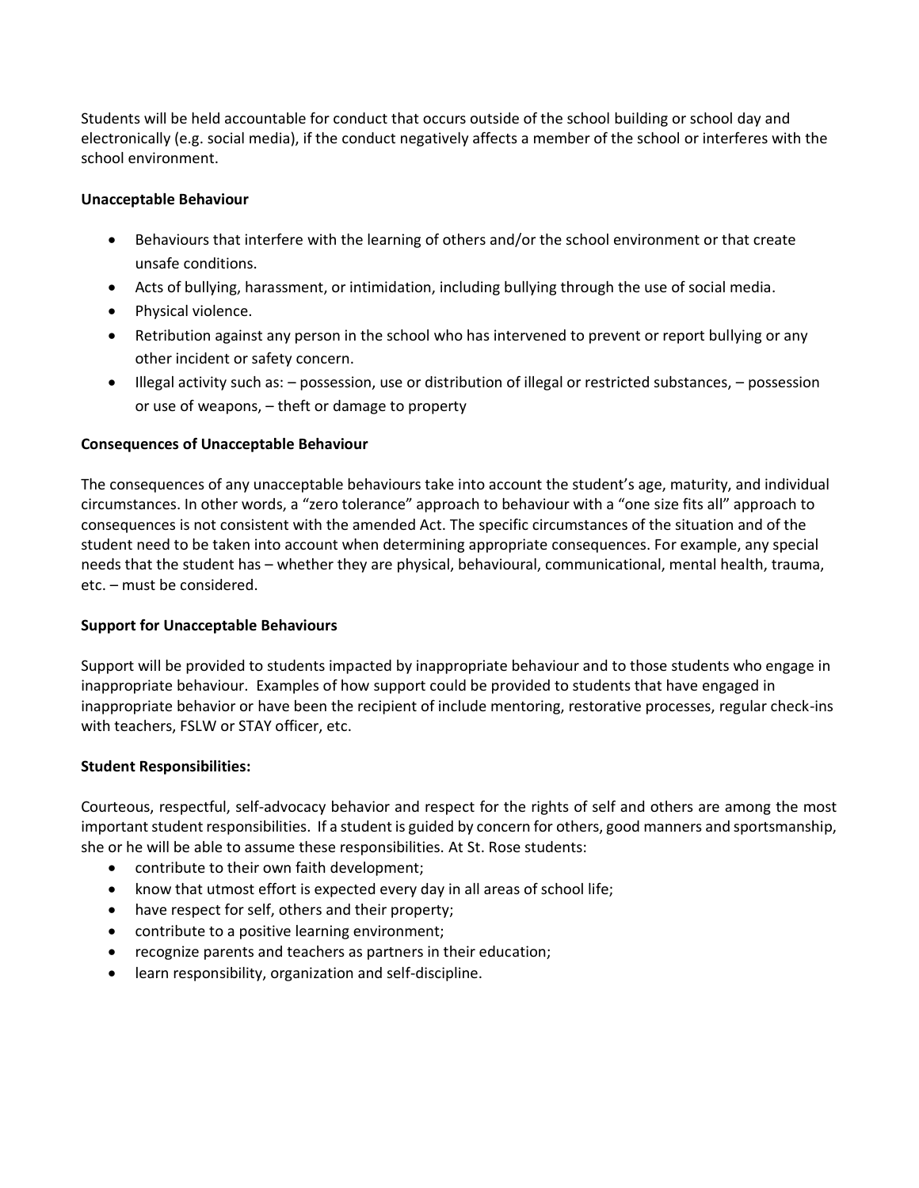Students will be held accountable for conduct that occurs outside of the school building or school day and electronically (e.g. social media), if the conduct negatively affects a member of the school or interferes with the school environment.

**Unacceptable Behaviour**

- Behaviours that interfere with the learning of others and/or the school environment or that create unsafe conditions.
- Acts of bullying, harassment, or intimidation, including bullying through the use of social media.
- Physical violence.
- Retribution against any person in the school who has intervened to prevent or report bullying or any other incident or safety concern.
- Illegal activity such as: – possession, use or distribution of illegal or restricted substances, – possession or use of weapons, – theft or damage to property

**Consequences of Unacceptable Behaviour**

The consequences of any unacceptable behaviours take into account the student's age, maturity, and individual circumstances. In other words, a "zero tolerance" approach to behaviour with a "one size fits all" approach to consequences is not consistent with the amended Act. The specific circumstances of the situation and of the student need to be taken into account when determining appropriate consequences. For example, any special needs that the student has – whether they are physical, behavioural, communicational, mental health, trauma, etc. – must be considered.

**Support for Unacceptable Behaviours**

Support will be provided to students impacted by inappropriate behaviour and to those students who engage in inappropriate behaviour. Examples of how support could be provided to students that have engaged in inappropriate behavior or have been the recipient of include mentoring, restorative processes, regular check-ins with teachers, FSLW or STAY officer, etc.

**Student Responsibilities:**

Courteous, respectful, self-advocacy behavior and respect for the rights of self and others are among the most important student responsibilities. If a student is guided by concern for others, good manners and sportsmanship, she or he will be able to assume these responsibilities. At St. Rose students:

- contribute to their own faith development;
- know that utmost effort is expected every day in all areas of school life;
- have respect for self, others and their property;
- contribute to a positive learning environment;
- recognize parents and teachers as partners in their education;
- learn responsibility, organization and self-discipline.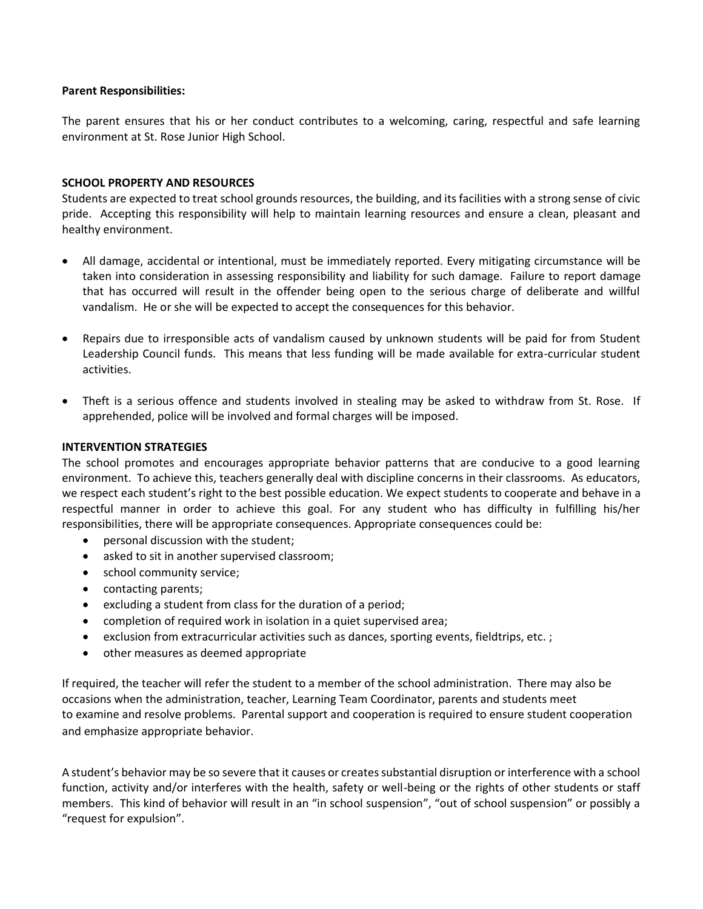**Parent Responsibilities:**

The parent ensures that his or her conduct contributes to a welcoming, caring, respectful and safe learning environment at St. Rose Junior High School.

**SCHOOL PROPERTY AND RESOURCES**

Students are expected to treat school grounds resources, the building, and its facilities with a strong sense of civic pride. Accepting this responsibility will help to maintain learning resources and ensure a clean, pleasant and healthy environment.

- All damage, accidental or intentional, must be immediately reported. Every mitigating circumstance will be taken into consideration in assessing responsibility and liability for such damage. Failure to report damage that has occurred will result in the offender being open to the serious charge of deliberate and willful vandalism. He or she will be expected to accept the consequences for this behavior.

- Repairs due to irresponsible acts of vandalism caused by unknown students will be paid for from Student Leadership Council funds. This means that less funding will be made available for extra-curricular student activities.

- Theft is a serious offence and students involved in stealing may be asked to withdraw from St. Rose. If apprehended, police will be involved and formal charges will be imposed.

**INTERVENTION STRATEGIES**

The school promotes and encourages appropriate behavior patterns that are conducive to a good learning environment. To achieve this, teachers generally deal with discipline concerns in their classrooms. As educators, we respect each student's right to the best possible education. We expect students to cooperate and behave in a respectful manner in order to achieve this goal. For any student who has difficulty in fulfilling his/her responsibilities, there will be appropriate consequences. Appropriate consequences could be:

- personal discussion with the student;
- asked to sit in another supervised classroom;
- school community service;
- contacting parents;
- excluding a student from class for the duration of a period;
- completion of required work in isolation in a quiet supervised area;
- exclusion from extracurricular activities such as dances, sporting events, fieldtrips, etc. ;
- other measures as deemed appropriate

If required, the teacher will refer the student to a member of the school administration. There may also be occasions when the administration, teacher, Learning Team Coordinator, parents and students meet to examine and resolve problems. Parental support and cooperation is required to ensure student cooperation and emphasize appropriate behavior.

A student's behavior may be so severe that it causes or creates substantial disruption or interference with a school function, activity and/or interferes with the health, safety or well-being or the rights of other students or staff members. This kind of behavior will result in an "in school suspension", "out of school suspension" or possibly a "request for expulsion".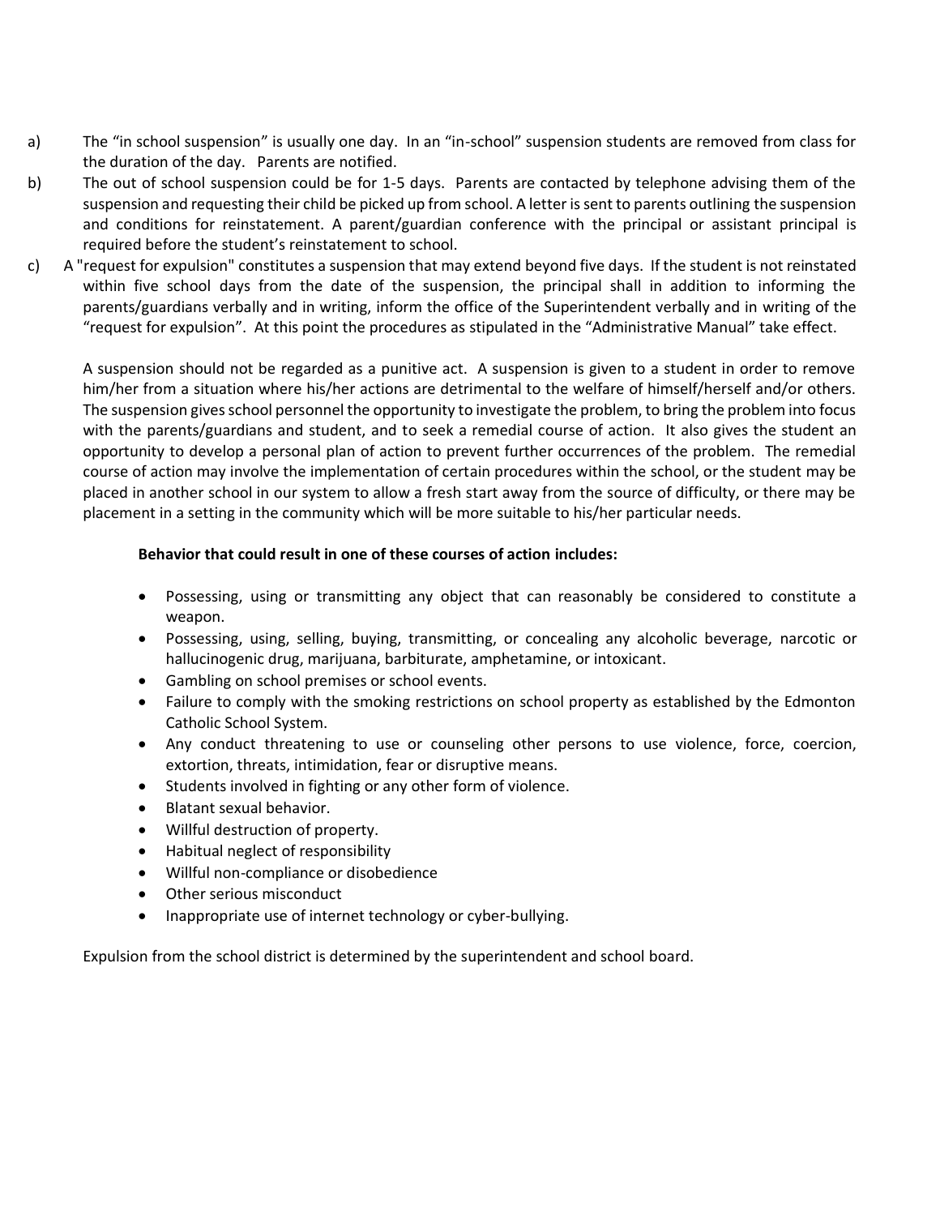a) The “in school suspension” is usually one day. In an “in-school” suspension students are removed from class for the duration of the day. Parents are notified.

b) The out of school suspension could be for 1-5 days. Parents are contacted by telephone advising them of the suspension and requesting their child be picked up from school. A letter is sent to parents outlining the suspension and conditions for reinstatement. A parent/guardian conference with the principal or assistant principal is required before the student’s reinstatement to school.

c) A "request for expulsion" constitutes a suspension that may extend beyond five days. If the student is not reinstated within five school days from the date of the suspension, the principal shall in addition to informing the parents/guardians verbally and in writing, inform the office of the Superintendent verbally and in writing of the “request for expulsion”. At this point the procedures as stipulated in the “Administrative Manual” take effect.

A suspension should not be regarded as a punitive act. A suspension is given to a student in order to remove him/her from a situation where his/her actions are detrimental to the welfare of himself/herself and/or others. The suspension gives school personnel the opportunity to investigate the problem, to bring the problem into focus with the parents/guardians and student, and to seek a remedial course of action. It also gives the student an opportunity to develop a personal plan of action to prevent further occurrences of the problem. The remedial course of action may involve the implementation of certain procedures within the school, or the student may be placed in another school in our system to allow a fresh start away from the source of difficulty, or there may be placement in a setting in the community which will be more suitable to his/her particular needs.

**Behavior that could result in one of these courses of action includes:**

- Possessing, using or transmitting any object that can reasonably be considered to constitute a weapon.
- Possessing, using, selling, buying, transmitting, or concealing any alcoholic beverage, narcotic or hallucinogenic drug, marijuana, barbiturate, amphetamine, or intoxicant.
- Gambling on school premises or school events.
- Failure to comply with the smoking restrictions on school property as established by the Edmonton Catholic School System.
- Any conduct threatening to use or counseling other persons to use violence, force, coercion, extortion, threats, intimidation, fear or disruptive means.
- Students involved in fighting or any other form of violence.
- Blatant sexual behavior.
- Willful destruction of property.
- Habitual neglect of responsibility
- Willful non-compliance or disobedience
- Other serious misconduct
- Inappropriate use of internet technology or cyber-bullying.

Expulsion from the school district is determined by the superintendent and school board.